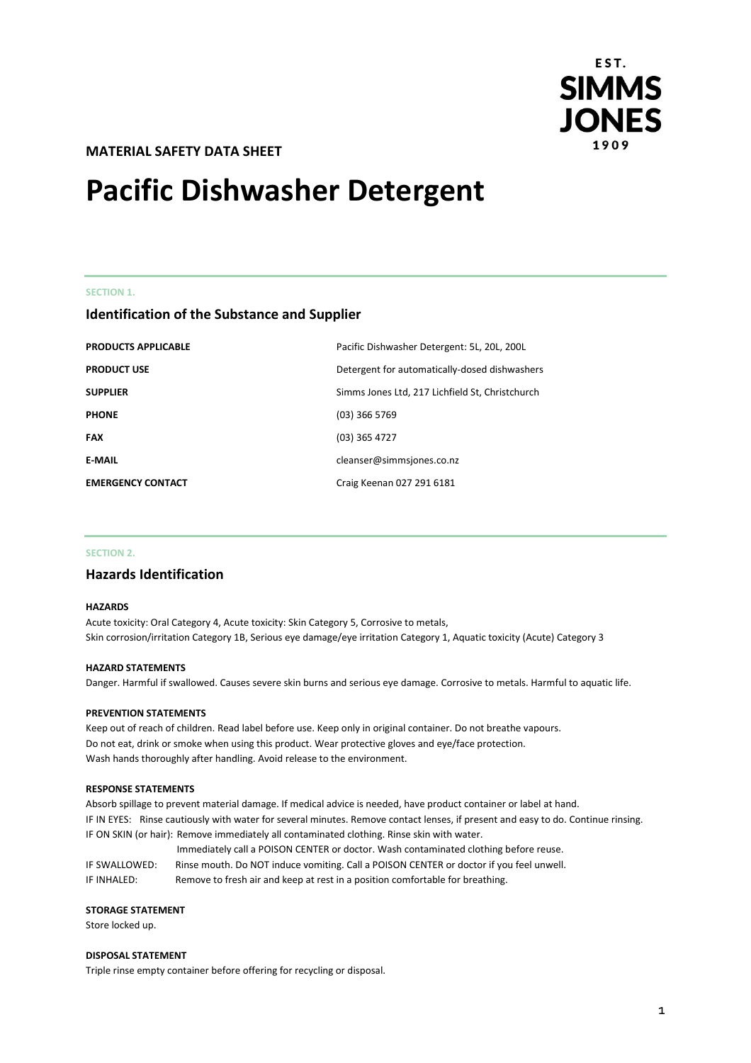EST. SIMMS JONES 1909

**MATERIAL SAFETY DATA SHEET**

# Pacific Dishwasher Detergent

SECTION 1.

## Identification of the Substance and Supplier

| | |
|---|---|
| **PRODUCTS APPLICABLE** | Pacific Dishwasher Detergent: 5L, 20L, 200L |
| **PRODUCT USE** | Detergent for automatically-dosed dishwashers |
| **SUPPLIER** | Simms Jones Ltd, 217 Lichfield St, Christchurch |
| **PHONE** | (03) 366 5769 |
| **FAX** | (03) 365 4727 |
| **E-MAIL** | cleanser@simmsjones.co.nz |
| **EMERGENCY CONTACT** | Craig Keenan 027 291 6181 |

SECTION 2.

## Hazards Identification

**HAZARDS**

Acute toxicity: Oral Category 4, Acute toxicity: Skin Category 5, Corrosive to metals,
Skin corrosion/irritation Category 1B, Serious eye damage/eye irritation Category 1, Aquatic toxicity (Acute) Category 3

**HAZARD STATEMENTS**

Danger. Harmful if swallowed. Causes severe skin burns and serious eye damage. Corrosive to metals. Harmful to aquatic life.

**PREVENTION STATEMENTS**

Keep out of reach of children. Read label before use. Keep only in original container. Do not breathe vapours.
Do not eat, drink or smoke when using this product. Wear protective gloves and eye/face protection.
Wash hands thoroughly after handling. Avoid release to the environment.

**RESPONSE STATEMENTS**

Absorb spillage to prevent material damage. If medical advice is needed, have product container or label at hand.
IF IN EYES: Rinse cautiously with water for several minutes. Remove contact lenses, if present and easy to do. Continue rinsing.
IF ON SKIN (or hair): Remove immediately all contaminated clothing. Rinse skin with water.
Immediately call a POISON CENTER or doctor. Wash contaminated clothing before reuse.
IF SWALLOWED: Rinse mouth. Do NOT induce vomiting. Call a POISON CENTER or doctor if you feel unwell.
IF INHALED: Remove to fresh air and keep at rest in a position comfortable for breathing.

**STORAGE STATEMENT**

Store locked up.

**DISPOSAL STATEMENT**

Triple rinse empty container before offering for recycling or disposal.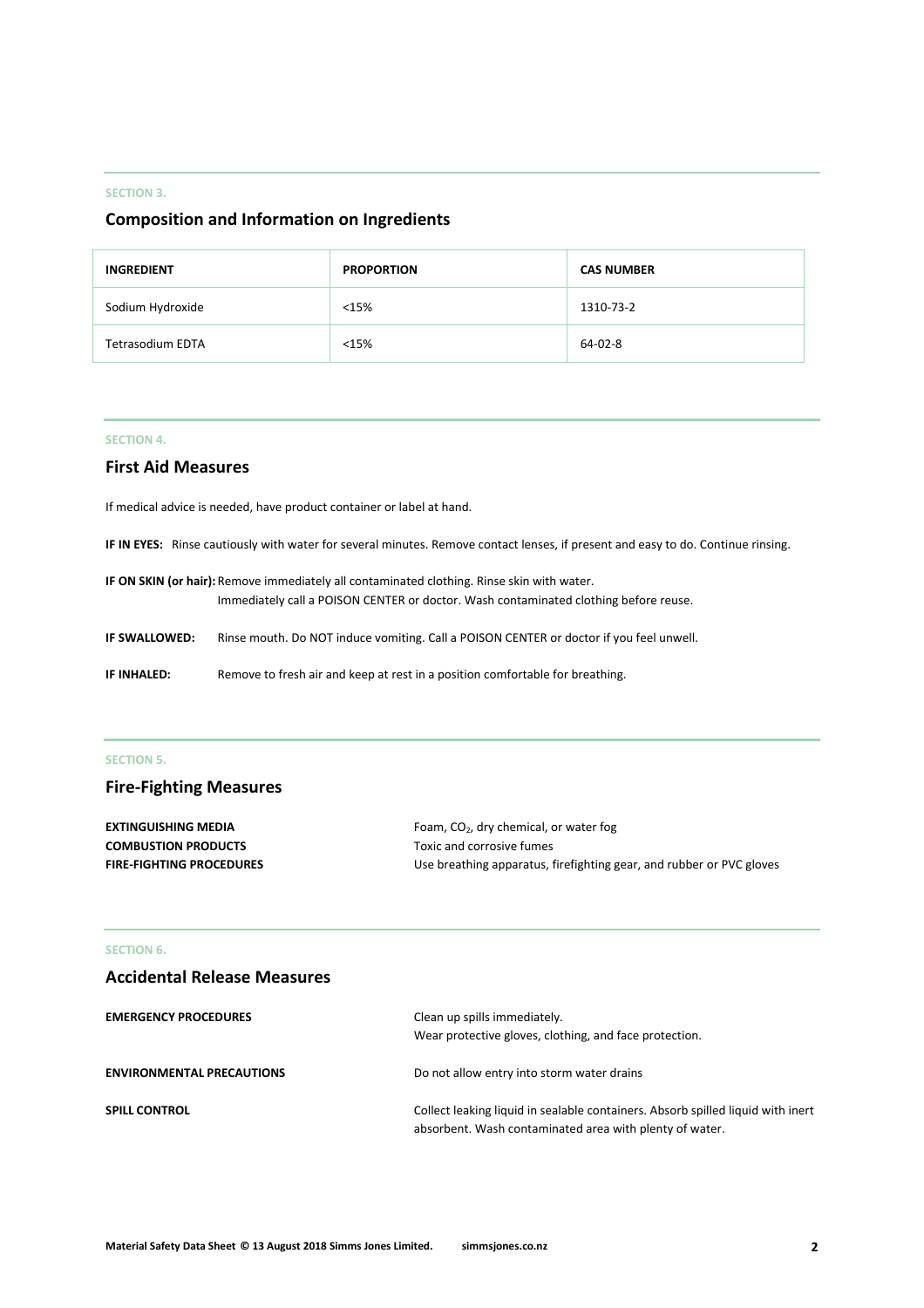SECTION 3.

## Composition and Information on Ingredients

| INGREDIENT | PROPORTION | CAS NUMBER |
|---|---|---|
| Sodium Hydroxide | <15% | 1310-73-2 |
| Tetrasodium EDTA | <15% | 64-02-8 |

SECTION 4.

## First Aid Measures

If medical advice is needed, have product container or label at hand.

**IF IN EYES:** Rinse cautiously with water for several minutes. Remove contact lenses, if present and easy to do. Continue rinsing.

**IF ON SKIN (or hair):** Remove immediately all contaminated clothing. Rinse skin with water. Immediately call a POISON CENTER or doctor. Wash contaminated clothing before reuse.

**IF SWALLOWED:** Rinse mouth. Do NOT induce vomiting. Call a POISON CENTER or doctor if you feel unwell.

**IF INHALED:** Remove to fresh air and keep at rest in a position comfortable for breathing.

SECTION 5.

## Fire-Fighting Measures

**EXTINGUISHING MEDIA** Foam, $CO_2$, dry chemical, or water fog

**COMBUSTION PRODUCTS** Toxic and corrosive fumes

**FIRE-FIGHTING PROCEDURES** Use breathing apparatus, firefighting gear, and rubber or PVC gloves

SECTION 6.

## Accidental Release Measures

**EMERGENCY PROCEDURES** Clean up spills immediately.
Wear protective gloves, clothing, and face protection.

**ENVIRONMENTAL PRECAUTIONS** Do not allow entry into storm water drains

**SPILL CONTROL** Collect leaking liquid in sealable containers. Absorb spilled liquid with inert absorbent. Wash contaminated area with plenty of water.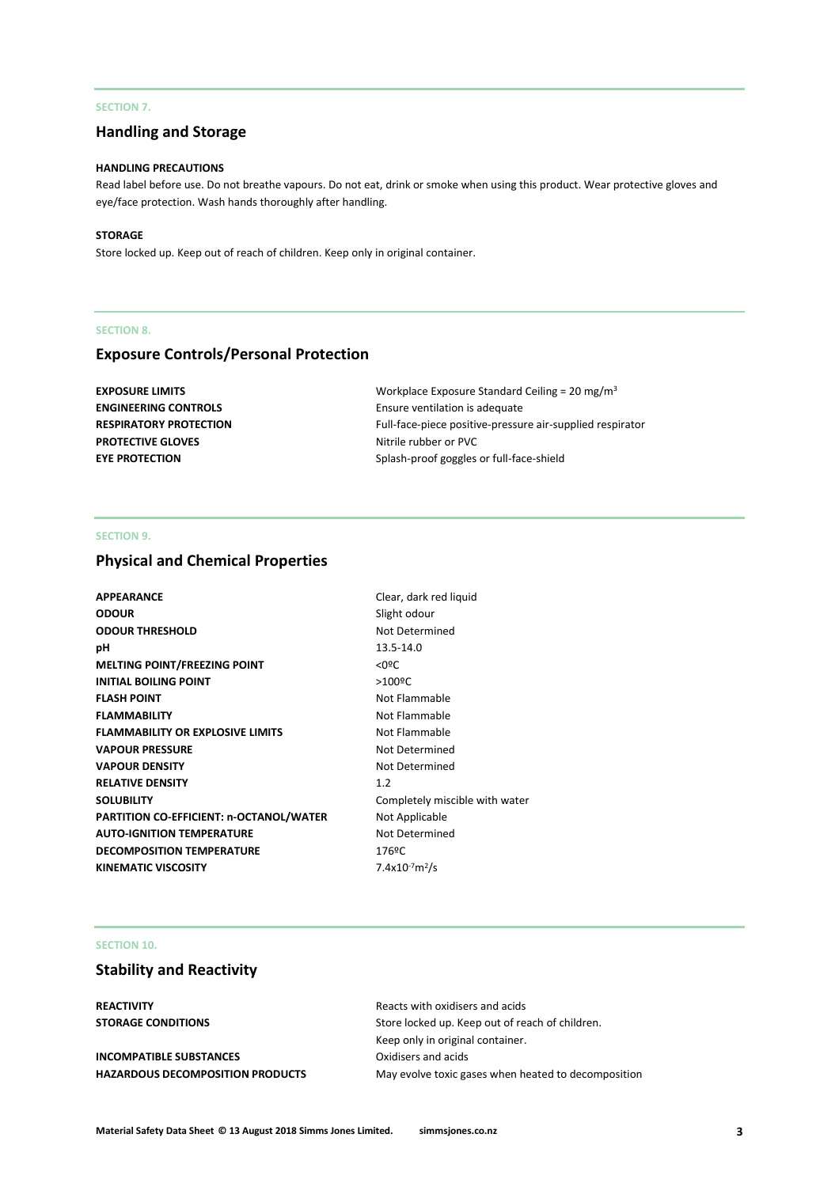SECTION 7.

## Handling and Storage

### HANDLING PRECAUTIONS

Read label before use. Do not breathe vapours. Do not eat, drink or smoke when using this product. Wear protective gloves and eye/face protection. Wash hands thoroughly after handling.

### STORAGE

Store locked up. Keep out of reach of children. Keep only in original container.

SECTION 8.

## Exposure Controls/Personal Protection

| | |
|---|---|
| **EXPOSURE LIMITS** | Workplace Exposure Standard Ceiling = 20 $mg/m^3$ |
| **ENGINEERING CONTROLS** | Ensure ventilation is adequate |
| **RESPIRATORY PROTECTION** | Full-face-piece positive-pressure air-supplied respirator |
| **PROTECTIVE GLOVES** | Nitrile rubber or PVC |
| **EYE PROTECTION** | Splash-proof goggles or full-face-shield |

SECTION 9.

## Physical and Chemical Properties

| | |
|---|---|
| **APPEARANCE** | Clear, dark red liquid |
| **ODOUR** | Slight odour |
| **ODOUR THRESHOLD** | Not Determined |
| **pH** | 13.5-14.0 |
| **MELTING POINT/FREEZING POINT** | <0ºC |
| **INITIAL BOILING POINT** | >100ºC |
| **FLASH POINT** | Not Flammable |
| **FLAMMABILITY** | Not Flammable |
| **FLAMMABILITY OR EXPLOSIVE LIMITS** | Not Flammable |
| **VAPOUR PRESSURE** | Not Determined |
| **VAPOUR DENSITY** | Not Determined |
| **RELATIVE DENSITY** | 1.2 |
| **SOLUBILITY** | Completely miscible with water |
| **PARTITION CO-EFFICIENT: n-OCTANOL/WATER** | Not Applicable |
| **AUTO-IGNITION TEMPERATURE** | Not Determined |
| **DECOMPOSITION TEMPERATURE** | 176ºC |
| **KINEMATIC VISCOSITY** | $7.4x10^{-7}m^2/s$ |

SECTION 10.

## Stability and Reactivity

| | |
|---|---|
| **REACTIVITY** | Reacts with oxidisers and acids |
| **STORAGE CONDITIONS** | Store locked up. Keep out of reach of children. Keep only in original container. |
| **INCOMPATIBLE SUBSTANCES** | Oxidisers and acids |
| **HAZARDOUS DECOMPOSITION PRODUCTS** | May evolve toxic gases when heated to decomposition |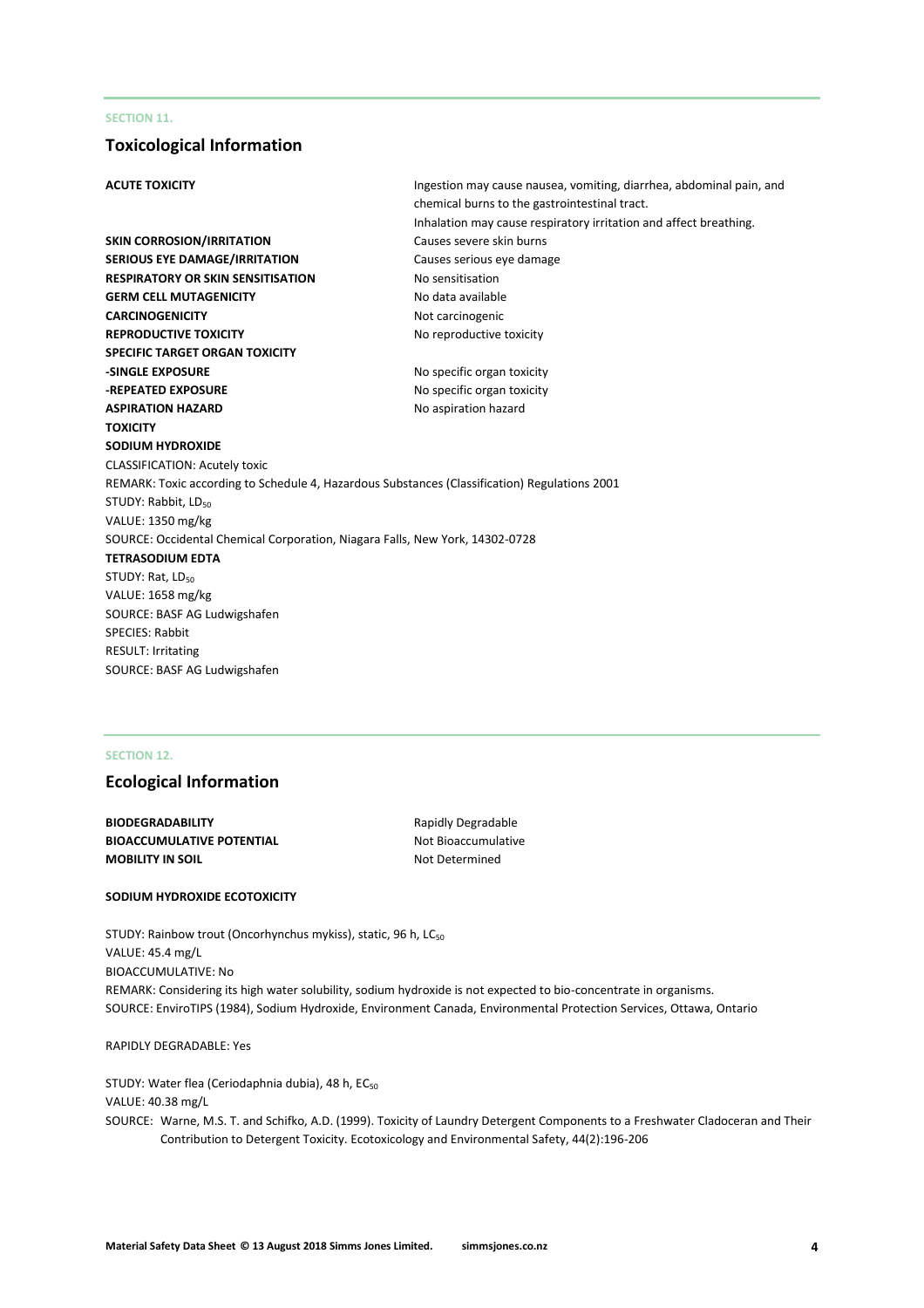SECTION 11.

## Toxicological Information

| | |
|---|---|
| **ACUTE TOXICITY** | Ingestion may cause nausea, vomiting, diarrhea, abdominal pain, and chemical burns to the gastrointestinal tract. Inhalation may cause respiratory irritation and affect breathing. |
| **SKIN CORROSION/IRRITATION** | Causes severe skin burns |
| **SERIOUS EYE DAMAGE/IRRITATION** | Causes serious eye damage |
| **RESPIRATORY OR SKIN SENSITISATION** | No sensitisation |
| **GERM CELL MUTAGENICITY** | No data available |
| **CARCINOGENICITY** | Not carcinogenic |
| **REPRODUCTIVE TOXICITY** | No reproductive toxicity |
| **SPECIFIC TARGET ORGAN TOXICITY** | |
| **-SINGLE EXPOSURE** | No specific organ toxicity |
| **-REPEATED EXPOSURE** | No specific organ toxicity |
| **ASPIRATION HAZARD** | No aspiration hazard |

**TOXICITY**

**SODIUM HYDROXIDE**

CLASSIFICATION: Acutely toxic
REMARK: Toxic according to Schedule 4, Hazardous Substances (Classification) Regulations 2001
STUDY: Rabbit, $LD_{50}$
VALUE: 1350 mg/kg
SOURCE: Occidental Chemical Corporation, Niagara Falls, New York, 14302-0728

**TETRASODIUM EDTA**

STUDY: Rat, $LD_{50}$
VALUE: 1658 mg/kg
SOURCE: BASF AG Ludwigshafen
SPECIES: Rabbit
RESULT: Irritating
SOURCE: BASF AG Ludwigshafen

SECTION 12.

## Ecological Information

| | |
|---|---|
| **BIODEGRADABILITY** | Rapidly Degradable |
| **BIOACCUMULATIVE POTENTIAL** | Not Bioaccumulative |
| **MOBILITY IN SOIL** | Not Determined |

**SODIUM HYDROXIDE ECOTOXICITY**

STUDY: Rainbow trout (Oncorhynchus mykiss), static, 96 h, $LC_{50}$
VALUE: 45.4 mg/L
BIOACCUMULATIVE: No
REMARK: Considering its high water solubility, sodium hydroxide is not expected to bio-concentrate in organisms.
SOURCE: EnviroTIPS (1984), Sodium Hydroxide, Environment Canada, Environmental Protection Services, Ottawa, Ontario

RAPIDLY DEGRADABLE: Yes

STUDY: Water flea (Ceriodaphnia dubia), 48 h, $EC_{50}$
VALUE: 40.38 mg/L
SOURCE: Warne, M.S. T. and Schifko, A.D. (1999). Toxicity of Laundry Detergent Components to a Freshwater Cladoceran and Their Contribution to Detergent Toxicity. Ecotoxicology and Environmental Safety, 44(2):196-206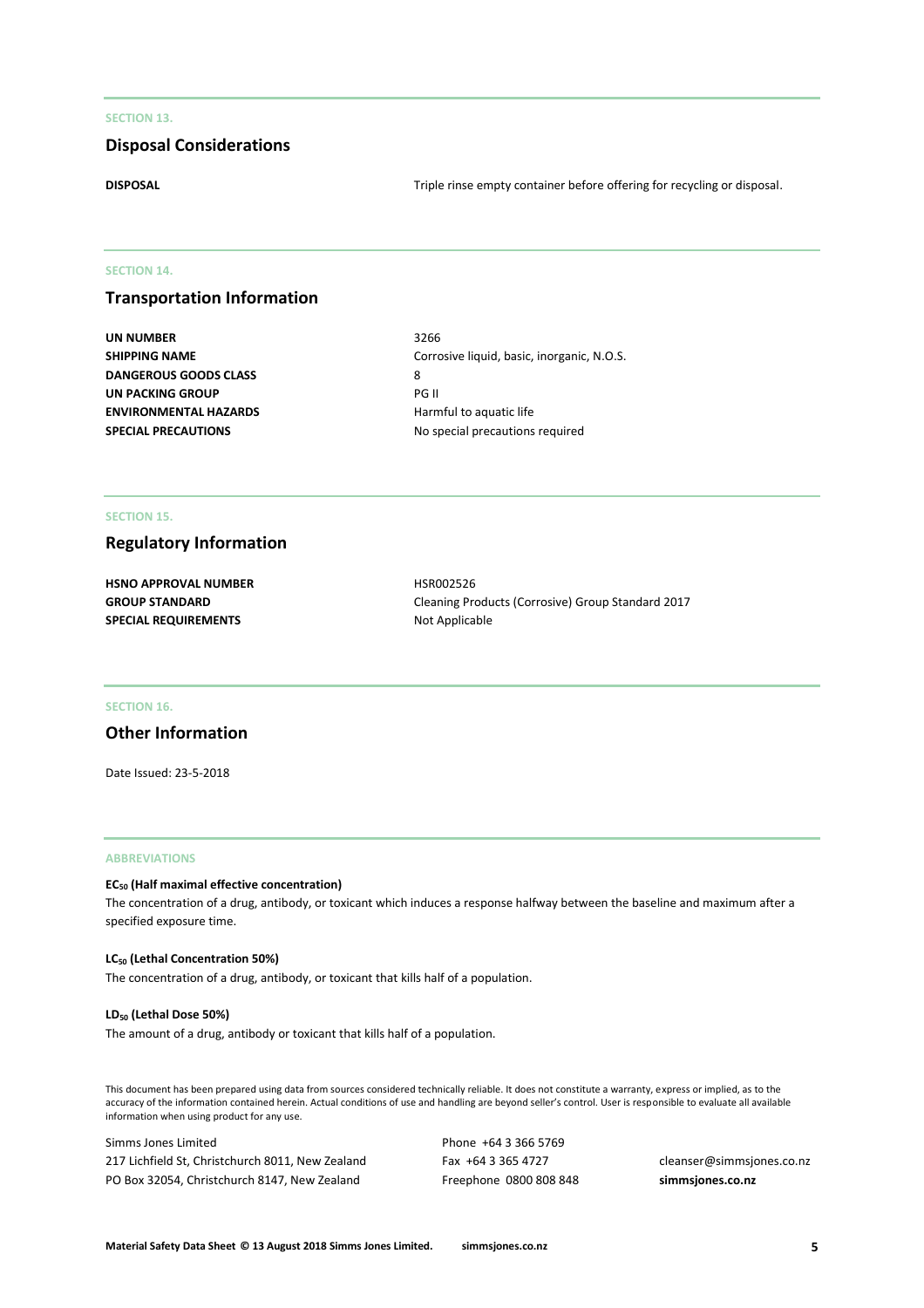SECTION 13.

## Disposal Considerations

| | |
|---|---|
| **DISPOSAL** | Triple rinse empty container before offering for recycling or disposal. |

SECTION 14.

## Transportation Information

| | |
|---|---|
| **UN NUMBER** | 3266 |
| **SHIPPING NAME** | Corrosive liquid, basic, inorganic, N.O.S. |
| **DANGEROUS GOODS CLASS** | 8 |
| **UN PACKING GROUP** | PG II |
| **ENVIRONMENTAL HAZARDS** | Harmful to aquatic life |
| **SPECIAL PRECAUTIONS** | No special precautions required |

SECTION 15.

## Regulatory Information

| | |
|---|---|
| **HSNO APPROVAL NUMBER** | HSR002526 |
| **GROUP STANDARD** | Cleaning Products (Corrosive) Group Standard 2017 |
| **SPECIAL REQUIREMENTS** | Not Applicable |

SECTION 16.

## Other Information

Date Issued: 23-5-2018

ABBREVIATIONS

**$EC_{50}$ (Half maximal effective concentration)**
The concentration of a drug, antibody, or toxicant which induces a response halfway between the baseline and maximum after a specified exposure time.

**$LC_{50}$ (Lethal Concentration 50%)**
The concentration of a drug, antibody, or toxicant that kills half of a population.

**$LD_{50}$ (Lethal Dose 50%)**
The amount of a drug, antibody or toxicant that kills half of a population.

This document has been prepared using data from sources considered technically reliable. It does not constitute a warranty, express or implied, as to the accuracy of the information contained herein. Actual conditions of use and handling are beyond seller's control. User is responsible to evaluate all available information when using product for any use.

Simms Jones Limited
217 Lichfield St, Christchurch 8011, New Zealand
PO Box 32054, Christchurch 8147, New Zealand

Phone +64 3 366 5769
Fax +64 3 365 4727
Freephone 0800 808 848

cleanser@simmsjones.co.nz
**simmsjones.co.nz**